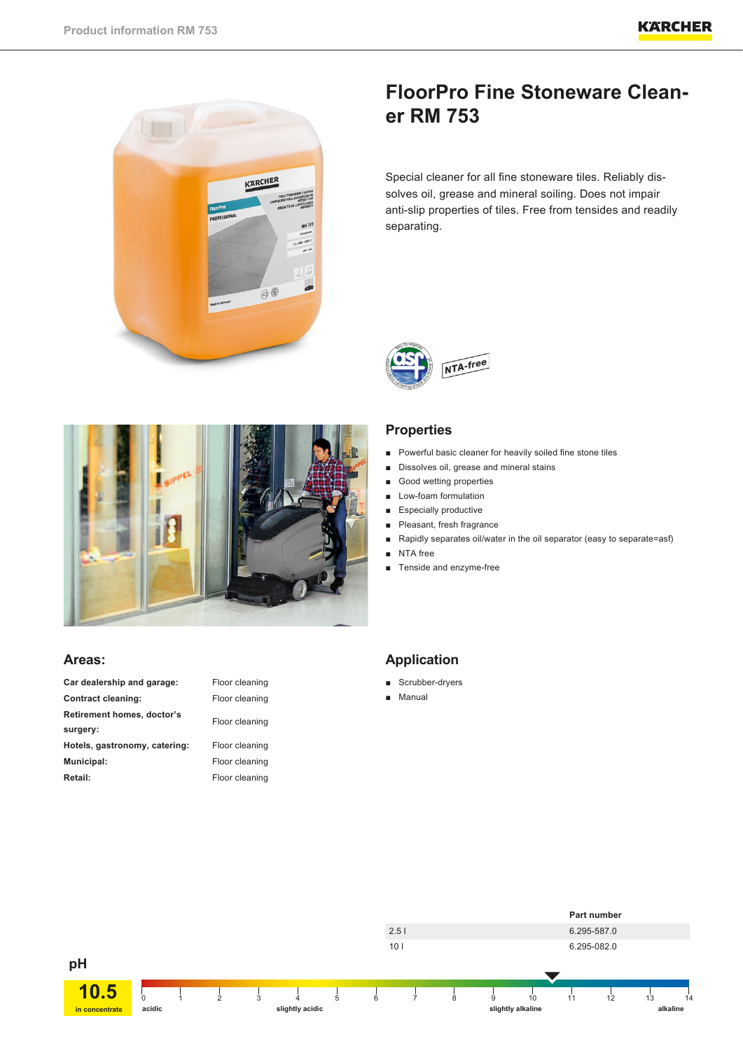# FloorPro Fine Stoneware Cleaner RM 753

Special cleaner for all fine stoneware tiles. Reliably dissolves oil, grease and mineral soiling. Does not impair anti-slip properties of tiles. Free from tensides and readily separating.

## Properties

- Powerful basic cleaner for heavily soiled fine stone tiles
- Dissolves oil, grease and mineral stains
- Good wetting properties
- Low-foam formulation
- Especially productive
- Pleasant, fresh fragrance
- Rapidly separates oil/water in the oil separator (easy to separate=asf)
- NTA free
- Tenside and enzyme-free

## Areas:

| | |
|---|---|
| **Car dealership and garage:** | Floor cleaning |
| **Contract cleaning:** | Floor cleaning |
| **Retirement homes, doctor's surgery:** | Floor cleaning |
| **Hotels, gastronomy, catering:** | Floor cleaning |
| **Municipal:** | Floor cleaning |
| **Retail:** | Floor cleaning |

## Application

- Scrubber-dryers
- Manual

| | Part number |
|---|---|
| 2.5 l | 6.295-587.0 |
| 10 l | 6.295-082.0 |

**pH**

**10.5** in concentrate

0 acidic – 1 – 2 – 3 – 4 slightly acidic – 5 – 6 – 7 – 8 – 9 – 10 slightly alkaline – 11 – 12 – 13 – 14 alkaline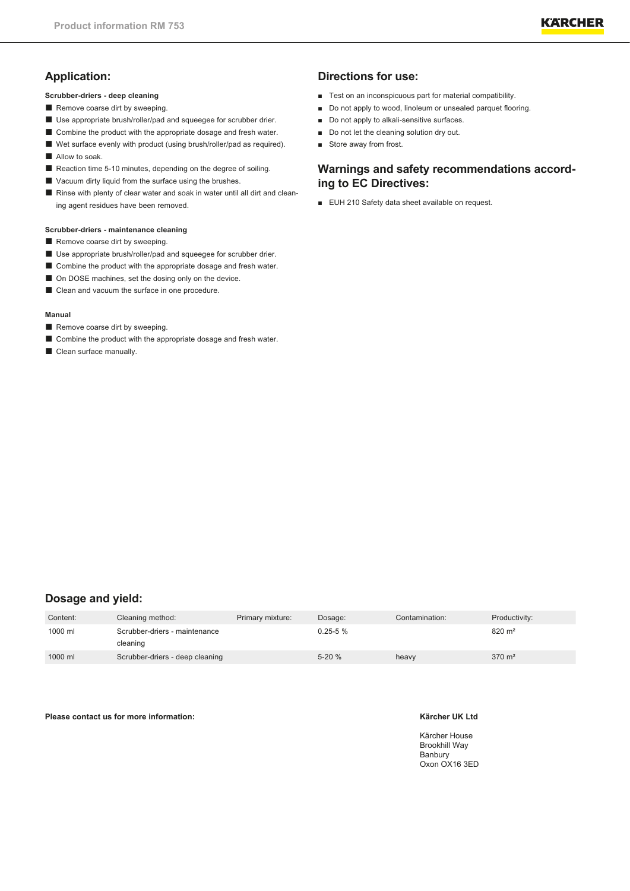## Application:

**Scrubber-driers - deep cleaning**

- Remove coarse dirt by sweeping.
- Use appropriate brush/roller/pad and squeegee for scrubber drier.
- Combine the product with the appropriate dosage and fresh water.
- Wet surface evenly with product (using brush/roller/pad as required).
- Allow to soak.
- Reaction time 5-10 minutes, depending on the degree of soiling.
- Vacuum dirty liquid from the surface using the brushes.
- Rinse with plenty of clear water and soak in water until all dirt and cleaning agent residues have been removed.

**Scrubber-driers - maintenance cleaning**

- Remove coarse dirt by sweeping.
- Use appropriate brush/roller/pad and squeegee for scrubber drier.
- Combine the product with the appropriate dosage and fresh water.
- On DOSE machines, set the dosing only on the device.
- Clean and vacuum the surface in one procedure.

**Manual**

- Remove coarse dirt by sweeping.
- Combine the product with the appropriate dosage and fresh water.
- Clean surface manually.

## Directions for use:

- Test on an inconspicuous part for material compatibility.
- Do not apply to wood, linoleum or unsealed parquet flooring.
- Do not apply to alkali-sensitive surfaces.
- Do not let the cleaning solution dry out.
- Store away from frost.

## Warnings and safety recommendations according to EC Directives:

- EUH 210 Safety data sheet available on request.

## Dosage and yield:

| Content: | Cleaning method: | Primary mixture: | Dosage: | Contamination: | Productivity: |
|---|---|---|---|---|---|
| 1000 ml | Scrubber-driers - maintenance cleaning | | 0.25-5 % | | 820 m² |
| 1000 ml | Scrubber-driers - deep cleaning | | 5-20 % | heavy | 370 m² |

**Please contact us for more information:**

**Kärcher UK Ltd**

Kärcher House
Brookhill Way
Banbury
Oxon OX16 3ED